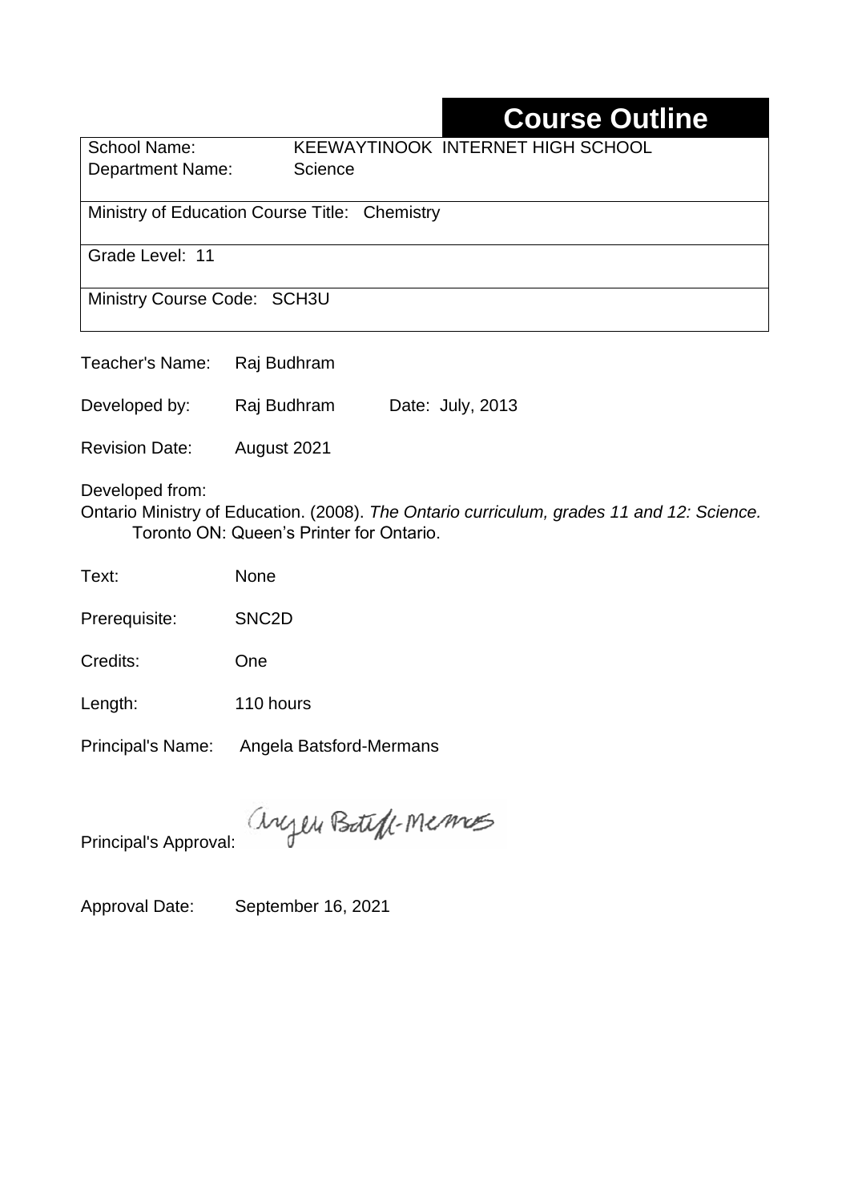# Course Outline

| | |
|---|---|
| School Name: | KEEWAYTINOOK INTERNET HIGH SCHOOL |
| Department Name: | Science |
| Ministry of Education Course Title: Chemistry | |
| Grade Level: 11 | |
| Ministry Course Code: SCH3U | |

Teacher's Name: Raj Budhram

Developed by: Raj Budhram Date: July, 2013

Revision Date: August 2021

Developed from:
Ontario Ministry of Education. (2008). *The Ontario curriculum, grades 11 and 12: Science.* Toronto ON: Queen's Printer for Ontario.

Text: None

Prerequisite: SNC2D

Credits: One

Length: 110 hours

Principal's Name: Angela Batsford-Mermans

Principal's Approval: Angela Batsford-Mermans

Approval Date: September 16, 2021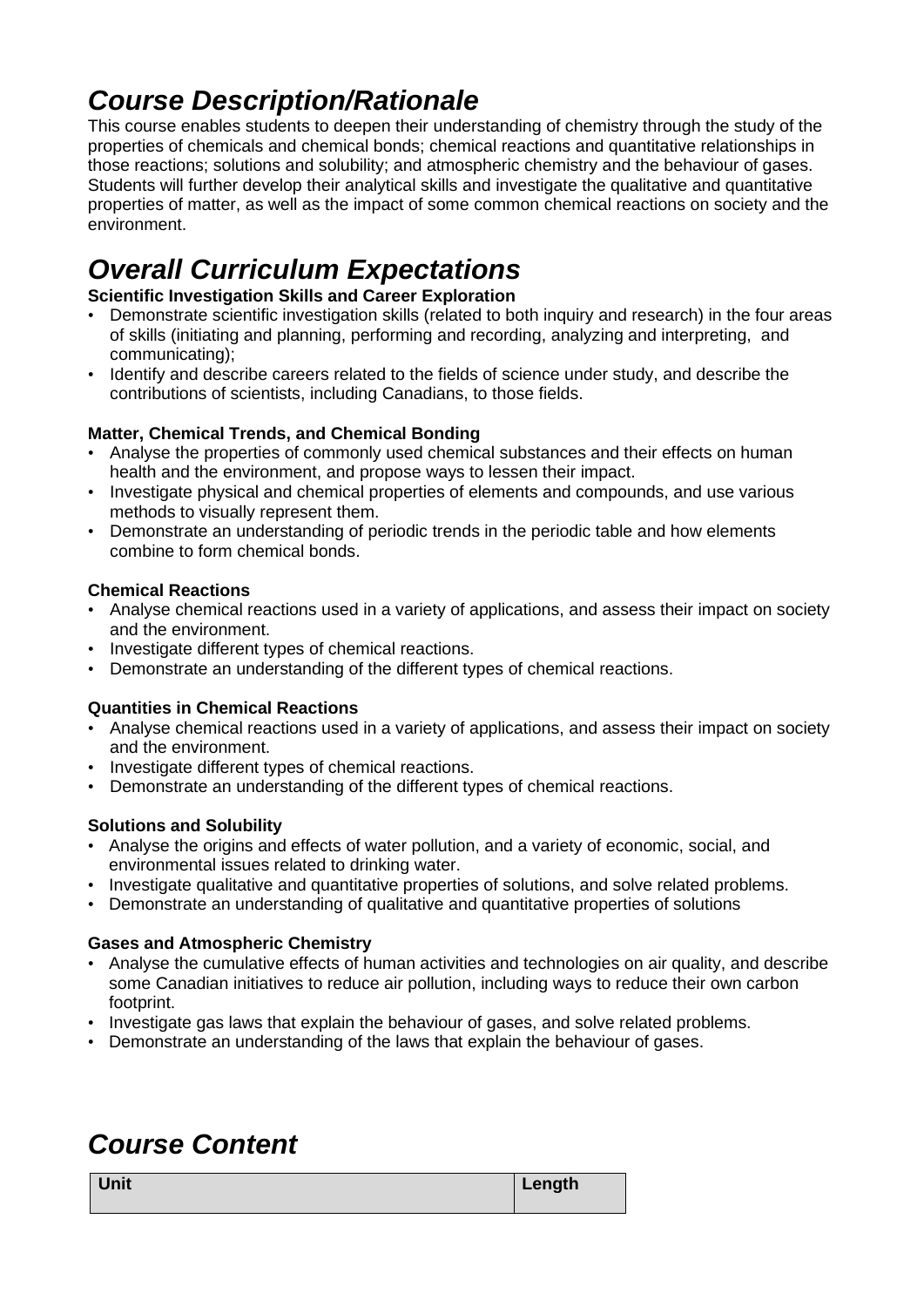# *Course Description/Rationale*

This course enables students to deepen their understanding of chemistry through the study of the properties of chemicals and chemical bonds; chemical reactions and quantitative relationships in those reactions; solutions and solubility; and atmospheric chemistry and the behaviour of gases. Students will further develop their analytical skills and investigate the qualitative and quantitative properties of matter, as well as the impact of some common chemical reactions on society and the environment.

# *Overall Curriculum Expectations*

**Scientific Investigation Skills and Career Exploration**

- Demonstrate scientific investigation skills (related to both inquiry and research) in the four areas of skills (initiating and planning, performing and recording, analyzing and interpreting, and communicating);
- Identify and describe careers related to the fields of science under study, and describe the contributions of scientists, including Canadians, to those fields.

**Matter, Chemical Trends, and Chemical Bonding**

- Analyse the properties of commonly used chemical substances and their effects on human health and the environment, and propose ways to lessen their impact.
- Investigate physical and chemical properties of elements and compounds, and use various methods to visually represent them.
- Demonstrate an understanding of periodic trends in the periodic table and how elements combine to form chemical bonds.

**Chemical Reactions**

- Analyse chemical reactions used in a variety of applications, and assess their impact on society and the environment.
- Investigate different types of chemical reactions.
- Demonstrate an understanding of the different types of chemical reactions.

**Quantities in Chemical Reactions**

- Analyse chemical reactions used in a variety of applications, and assess their impact on society and the environment.
- Investigate different types of chemical reactions.
- Demonstrate an understanding of the different types of chemical reactions.

**Solutions and Solubility**

- Analyse the origins and effects of water pollution, and a variety of economic, social, and environmental issues related to drinking water.
- Investigate qualitative and quantitative properties of solutions, and solve related problems.
- Demonstrate an understanding of qualitative and quantitative properties of solutions

**Gases and Atmospheric Chemistry**

- Analyse the cumulative effects of human activities and technologies on air quality, and describe some Canadian initiatives to reduce air pollution, including ways to reduce their own carbon footprint.
- Investigate gas laws that explain the behaviour of gases, and solve related problems.
- Demonstrate an understanding of the laws that explain the behaviour of gases.

# *Course Content*

| Unit | Length |
| --- | --- |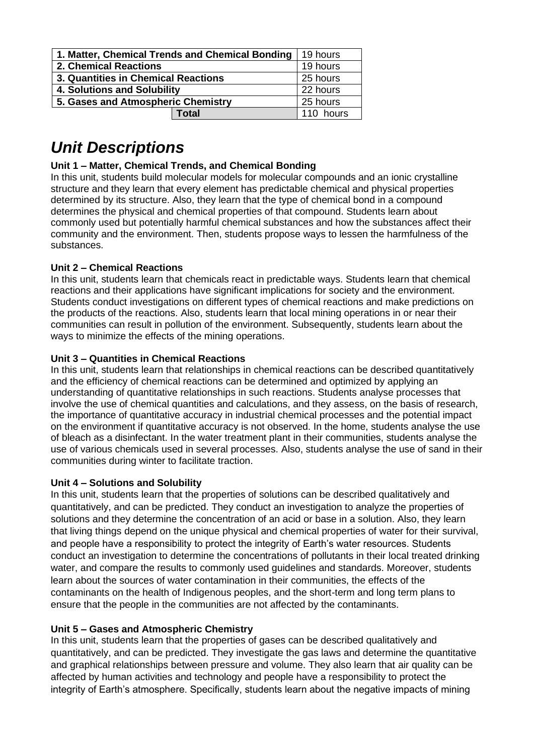| 1. Matter, Chemical Trends and Chemical Bonding | 19 hours |
| --- | --- |
| 2. Chemical Reactions | 19 hours |
| 3. Quantities in Chemical Reactions | 25 hours |
| 4. Solutions and Solubility | 22 hours |
| 5. Gases and Atmospheric Chemistry | 25 hours |
| Total | 110 hours |

# *Unit Descriptions*

**Unit 1 – Matter, Chemical Trends, and Chemical Bonding**

In this unit, students build molecular models for molecular compounds and an ionic crystalline structure and they learn that every element has predictable chemical and physical properties determined by its structure. Also, they learn that the type of chemical bond in a compound determines the physical and chemical properties of that compound. Students learn about commonly used but potentially harmful chemical substances and how the substances affect their community and the environment. Then, students propose ways to lessen the harmfulness of the substances.

**Unit 2 – Chemical Reactions**

In this unit, students learn that chemicals react in predictable ways. Students learn that chemical reactions and their applications have significant implications for society and the environment. Students conduct investigations on different types of chemical reactions and make predictions on the products of the reactions. Also, students learn that local mining operations in or near their communities can result in pollution of the environment. Subsequently, students learn about the ways to minimize the effects of the mining operations.

**Unit 3 – Quantities in Chemical Reactions**

In this unit, students learn that relationships in chemical reactions can be described quantitatively and the efficiency of chemical reactions can be determined and optimized by applying an understanding of quantitative relationships in such reactions. Students analyse processes that involve the use of chemical quantities and calculations, and they assess, on the basis of research, the importance of quantitative accuracy in industrial chemical processes and the potential impact on the environment if quantitative accuracy is not observed. In the home, students analyse the use of bleach as a disinfectant. In the water treatment plant in their communities, students analyse the use of various chemicals used in several processes. Also, students analyse the use of sand in their communities during winter to facilitate traction.

**Unit 4 – Solutions and Solubility**

In this unit, students learn that the properties of solutions can be described qualitatively and quantitatively, and can be predicted. They conduct an investigation to analyze the properties of solutions and they determine the concentration of an acid or base in a solution. Also, they learn that living things depend on the unique physical and chemical properties of water for their survival, and people have a responsibility to protect the integrity of Earth's water resources. Students conduct an investigation to determine the concentrations of pollutants in their local treated drinking water, and compare the results to commonly used guidelines and standards. Moreover, students learn about the sources of water contamination in their communities, the effects of the contaminants on the health of Indigenous peoples, and the short-term and long term plans to ensure that the people in the communities are not affected by the contaminants.

**Unit 5 – Gases and Atmospheric Chemistry**

In this unit, students learn that the properties of gases can be described qualitatively and quantitatively, and can be predicted. They investigate the gas laws and determine the quantitative and graphical relationships between pressure and volume. They also learn that air quality can be affected by human activities and technology and people have a responsibility to protect the integrity of Earth's atmosphere. Specifically, students learn about the negative impacts of mining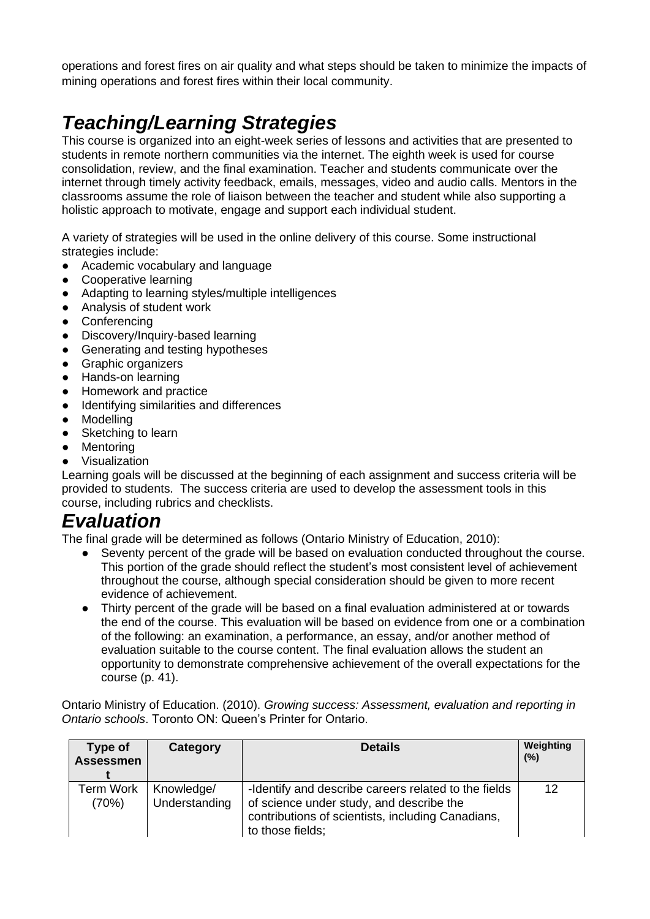operations and forest fires on air quality and what steps should be taken to minimize the impacts of mining operations and forest fires within their local community.

## *Teaching/Learning Strategies*

This course is organized into an eight-week series of lessons and activities that are presented to students in remote northern communities via the internet. The eighth week is used for course consolidation, review, and the final examination. Teacher and students communicate over the internet through timely activity feedback, emails, messages, video and audio calls. Mentors in the classrooms assume the role of liaison between the teacher and student while also supporting a holistic approach to motivate, engage and support each individual student.

A variety of strategies will be used in the online delivery of this course. Some instructional strategies include:

- Academic vocabulary and language
- Cooperative learning
- Adapting to learning styles/multiple intelligences
- Analysis of student work
- Conferencing
- Discovery/Inquiry-based learning
- Generating and testing hypotheses
- Graphic organizers
- Hands-on learning
- Homework and practice
- Identifying similarities and differences
- Modelling
- Sketching to learn
- Mentoring
- Visualization

Learning goals will be discussed at the beginning of each assignment and success criteria will be provided to students. The success criteria are used to develop the assessment tools in this course, including rubrics and checklists.

## *Evaluation*

The final grade will be determined as follows (Ontario Ministry of Education, 2010):

- Seventy percent of the grade will be based on evaluation conducted throughout the course. This portion of the grade should reflect the student's most consistent level of achievement throughout the course, although special consideration should be given to more recent evidence of achievement.
- Thirty percent of the grade will be based on a final evaluation administered at or towards the end of the course. This evaluation will be based on evidence from one or a combination of the following: an examination, a performance, an essay, and/or another method of evaluation suitable to the course content. The final evaluation allows the student an opportunity to demonstrate comprehensive achievement of the overall expectations for the course (p. 41).

Ontario Ministry of Education. (2010). *Growing success: Assessment, evaluation and reporting in Ontario schools*. Toronto ON: Queen's Printer for Ontario.

| Type of Assessment | Category | Details | Weighting (%) |
|---|---|---|---|
| Term Work (70%) | Knowledge/ Understanding | -Identify and describe careers related to the fields of science under study, and describe the contributions of scientists, including Canadians, to those fields; | 12 |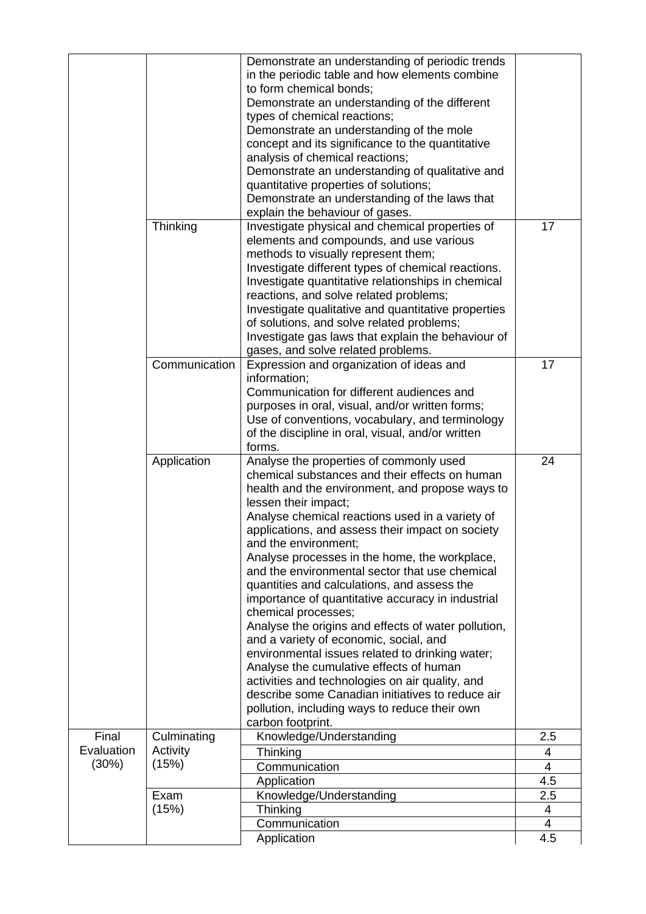| | | | |
|---|---|---|---|
| | | Demonstrate an understanding of periodic trends in the periodic table and how elements combine to form chemical bonds;<br>Demonstrate an understanding of the different types of chemical reactions;<br>Demonstrate an understanding of the mole concept and its significance to the quantitative analysis of chemical reactions;<br>Demonstrate an understanding of qualitative and quantitative properties of solutions;<br>Demonstrate an understanding of the laws that explain the behaviour of gases. | |
| | Thinking | Investigate physical and chemical properties of elements and compounds, and use various methods to visually represent them;<br>Investigate different types of chemical reactions.<br>Investigate quantitative relationships in chemical reactions, and solve related problems;<br>Investigate qualitative and quantitative properties of solutions, and solve related problems;<br>Investigate gas laws that explain the behaviour of gases, and solve related problems. | 17 |
| | Communication | Expression and organization of ideas and information;<br>Communication for different audiences and purposes in oral, visual, and/or written forms;<br>Use of conventions, vocabulary, and terminology of the discipline in oral, visual, and/or written forms. | 17 |
| | Application | Analyse the properties of commonly used chemical substances and their effects on human health and the environment, and propose ways to lessen their impact;<br>Analyse chemical reactions used in a variety of applications, and assess their impact on society and the environment;<br>Analyse processes in the home, the workplace, and the environmental sector that use chemical quantities and calculations, and assess the importance of quantitative accuracy in industrial chemical processes;<br>Analyse the origins and effects of water pollution, and a variety of economic, social, and environmental issues related to drinking water;<br>Analyse the cumulative effects of human activities and technologies on air quality, and describe some Canadian initiatives to reduce air pollution, including ways to reduce their own carbon footprint. | 24 |
| Final Evaluation (30%) | Culminating Activity (15%) | Knowledge/Understanding | 2.5 |
| | | Thinking | 4 |
| | | Communication | 4 |
| | | Application | 4.5 |
| | Exam (15%) | Knowledge/Understanding | 2.5 |
| | | Thinking | 4 |
| | | Communication | 4 |
| | | Application | 4.5 |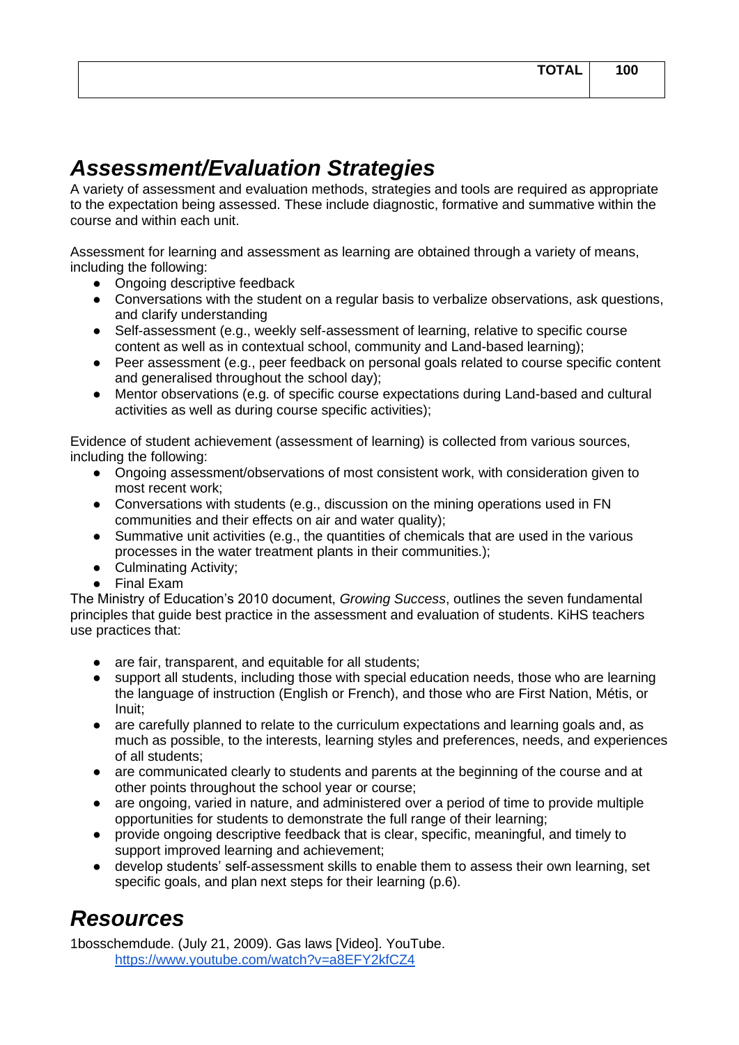| | TOTAL | 100 |
|---|---|---|

## *Assessment/Evaluation Strategies*

A variety of assessment and evaluation methods, strategies and tools are required as appropriate to the expectation being assessed. These include diagnostic, formative and summative within the course and within each unit.

Assessment for learning and assessment as learning are obtained through a variety of means, including the following:

- Ongoing descriptive feedback
- Conversations with the student on a regular basis to verbalize observations, ask questions, and clarify understanding
- Self-assessment (e.g., weekly self-assessment of learning, relative to specific course content as well as in contextual school, community and Land-based learning);
- Peer assessment (e.g., peer feedback on personal goals related to course specific content and generalised throughout the school day);
- Mentor observations (e.g. of specific course expectations during Land-based and cultural activities as well as during course specific activities);

Evidence of student achievement (assessment of learning) is collected from various sources, including the following:

- Ongoing assessment/observations of most consistent work, with consideration given to most recent work;
- Conversations with students (e.g., discussion on the mining operations used in FN communities and their effects on air and water quality);
- Summative unit activities (e.g., the quantities of chemicals that are used in the various processes in the water treatment plants in their communities.);
- Culminating Activity;
- Final Exam

The Ministry of Education's 2010 document, *Growing Success*, outlines the seven fundamental principles that guide best practice in the assessment and evaluation of students. KiHS teachers use practices that:

- are fair, transparent, and equitable for all students;
- support all students, including those with special education needs, those who are learning the language of instruction (English or French), and those who are First Nation, Métis, or Inuit;
- are carefully planned to relate to the curriculum expectations and learning goals and, as much as possible, to the interests, learning styles and preferences, needs, and experiences of all students;
- are communicated clearly to students and parents at the beginning of the course and at other points throughout the school year or course;
- are ongoing, varied in nature, and administered over a period of time to provide multiple opportunities for students to demonstrate the full range of their learning;
- provide ongoing descriptive feedback that is clear, specific, meaningful, and timely to support improved learning and achievement;
- develop students' self-assessment skills to enable them to assess their own learning, set specific goals, and plan next steps for their learning (p.6).

## *Resources*

1bosschemdude. (July 21, 2009). Gas laws [Video]. YouTube.
    https://www.youtube.com/watch?v=a8EFY2kfCZ4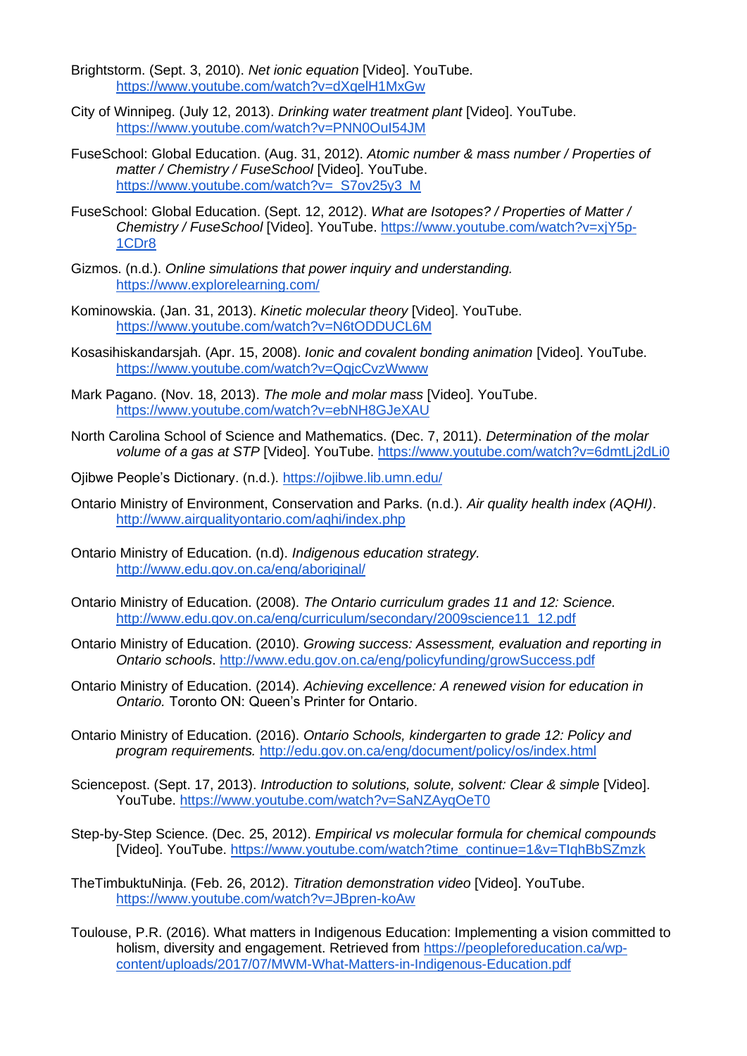Brightstorm. (Sept. 3, 2010). *Net ionic equation* [Video]. YouTube. https://www.youtube.com/watch?v=dXqelH1MxGw

City of Winnipeg. (July 12, 2013). *Drinking water treatment plant* [Video]. YouTube. https://www.youtube.com/watch?v=PNN0OuI54JM

FuseSchool: Global Education. (Aug. 31, 2012). *Atomic number & mass number / Properties of matter / Chemistry / FuseSchool* [Video]. YouTube. https://www.youtube.com/watch?v=_S7ov25y3_M

FuseSchool: Global Education. (Sept. 12, 2012). *What are Isotopes? / Properties of Matter / Chemistry / FuseSchool* [Video]. YouTube. https://www.youtube.com/watch?v=xjY5p-1CDr8

Gizmos. (n.d.). *Online simulations that power inquiry and understanding.* https://www.explorelearning.com/

Kominowskia. (Jan. 31, 2013). *Kinetic molecular theory* [Video]. YouTube. https://www.youtube.com/watch?v=N6tODDUCL6M

Kosasihiskandarsjah. (Apr. 15, 2008). *Ionic and covalent bonding animation* [Video]. YouTube. https://www.youtube.com/watch?v=QqjcCvzWwww

Mark Pagano. (Nov. 18, 2013). *The mole and molar mass* [Video]. YouTube. https://www.youtube.com/watch?v=ebNH8GJeXAU

North Carolina School of Science and Mathematics. (Dec. 7, 2011). *Determination of the molar volume of a gas at STP* [Video]. YouTube. https://www.youtube.com/watch?v=6dmtLj2dLi0

Ojibwe People's Dictionary. (n.d.). https://ojibwe.lib.umn.edu/

Ontario Ministry of Environment, Conservation and Parks. (n.d.). *Air quality health index (AQHI)*. http://www.airqualityontario.com/aqhi/index.php

Ontario Ministry of Education. (n.d). *Indigenous education strategy.* http://www.edu.gov.on.ca/eng/aboriginal/

Ontario Ministry of Education. (2008). *The Ontario curriculum grades 11 and 12: Science.* http://www.edu.gov.on.ca/eng/curriculum/secondary/2009science11_12.pdf

Ontario Ministry of Education. (2010). *Growing success: Assessment, evaluation and reporting in Ontario schools*. http://www.edu.gov.on.ca/eng/policyfunding/growSuccess.pdf

Ontario Ministry of Education. (2014). *Achieving excellence: A renewed vision for education in Ontario.* Toronto ON: Queen's Printer for Ontario.

Ontario Ministry of Education. (2016). *Ontario Schools, kindergarten to grade 12: Policy and program requirements.* http://edu.gov.on.ca/eng/document/policy/os/index.html

Sciencepost. (Sept. 17, 2013). *Introduction to solutions, solute, solvent: Clear & simple* [Video]. YouTube. https://www.youtube.com/watch?v=SaNZAyqOeT0

Step-by-Step Science. (Dec. 25, 2012). *Empirical vs molecular formula for chemical compounds* [Video]. YouTube. https://www.youtube.com/watch?time_continue=1&v=TIqhBbSZmzk

TheTimbuktuNinja. (Feb. 26, 2012). *Titration demonstration video* [Video]. YouTube. https://www.youtube.com/watch?v=JBpren-koAw

Toulouse, P.R. (2016). What matters in Indigenous Education: Implementing a vision committed to holism, diversity and engagement. Retrieved from https://peopleforeducation.ca/wp-content/uploads/2017/07/MWM-What-Matters-in-Indigenous-Education.pdf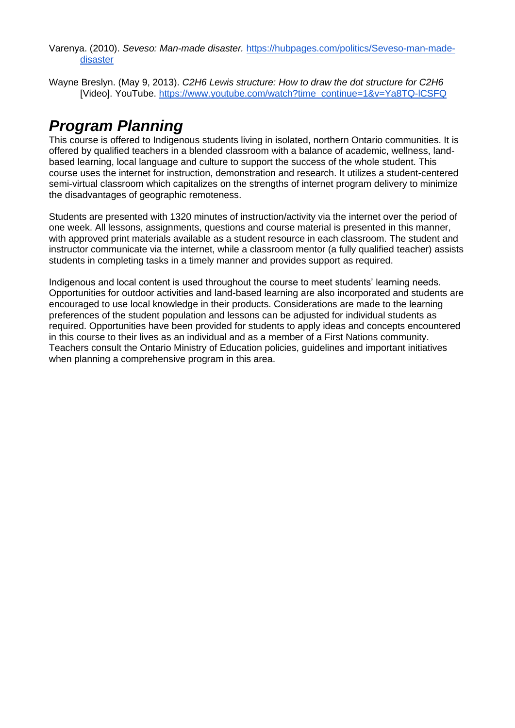Varenya. (2010). *Seveso: Man-made disaster.* https://hubpages.com/politics/Seveso-man-made-disaster

Wayne Breslyn. (May 9, 2013). *C2H6 Lewis structure: How to draw the dot structure for C2H6* [Video]. YouTube. https://www.youtube.com/watch?time_continue=1&v=Ya8TQ-lCSFQ

## ***Program Planning***

This course is offered to Indigenous students living in isolated, northern Ontario communities. It is offered by qualified teachers in a blended classroom with a balance of academic, wellness, land-based learning, local language and culture to support the success of the whole student. This course uses the internet for instruction, demonstration and research. It utilizes a student-centered semi-virtual classroom which capitalizes on the strengths of internet program delivery to minimize the disadvantages of geographic remoteness.

Students are presented with 1320 minutes of instruction/activity via the internet over the period of one week. All lessons, assignments, questions and course material is presented in this manner, with approved print materials available as a student resource in each classroom. The student and instructor communicate via the internet, while a classroom mentor (a fully qualified teacher) assists students in completing tasks in a timely manner and provides support as required.

Indigenous and local content is used throughout the course to meet students' learning needs. Opportunities for outdoor activities and land-based learning are also incorporated and students are encouraged to use local knowledge in their products. Considerations are made to the learning preferences of the student population and lessons can be adjusted for individual students as required. Opportunities have been provided for students to apply ideas and concepts encountered in this course to their lives as an individual and as a member of a First Nations community. Teachers consult the Ontario Ministry of Education policies, guidelines and important initiatives when planning a comprehensive program in this area.